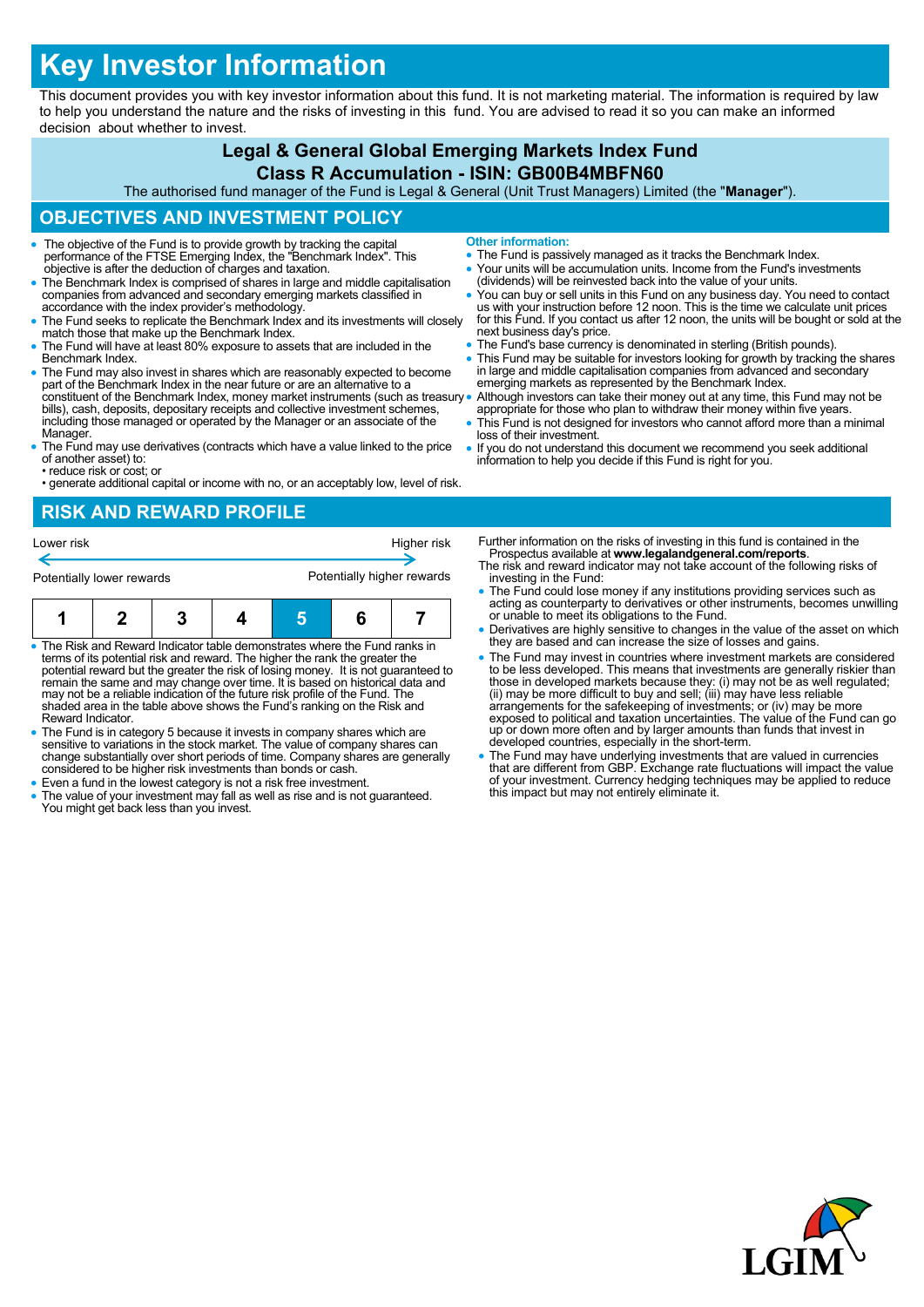# Key Investor Information

This document provides you with key investor information about this fund. It is not marketing material. The information is required by law to help you understand the nature and the risks of investing in this fund. You are advised to read it so you can make an informed decision about whether to invest.

## Legal & General Global Emerging Markets Index Fund

## Class R Accumulation - ISIN: GB00B4MBFN60

The authorised fund manager of the Fund is Legal & General (Unit Trust Managers) Limited (the "**Manager**").

## OBJECTIVES AND INVESTMENT POLICY

- The objective of the Fund is to provide growth by tracking the capital performance of the FTSE Emerging Index, the "Benchmark Index". This objective is after the deduction of charges and taxation.
- The Benchmark Index is comprised of shares in large and middle capitalisation companies from advanced and secondary emerging markets classified in accordance with the index provider's methodology.
- The Fund seeks to replicate the Benchmark Index and its investments will closely match those that make up the Benchmark Index.
- The Fund will have at least 80% exposure to assets that are included in the Benchmark Index.
- The Fund may also invest in shares which are reasonably expected to become part of the Benchmark Index in the near future or are an alternative to a constituent of the Benchmark Index, money market instruments (such as treasury bills), cash, deposits, depositary receipts and collective investment schemes, including those managed or operated by the Manager or an associate of the Manager.
- The Fund may use derivatives (contracts which have a value linked to the price of another asset) to:
  - reduce risk or cost; or
  - generate additional capital or income with no, or an acceptably low, level of risk.

**Other information:**

- The Fund is passively managed as it tracks the Benchmark Index.
- Your units will be accumulation units. Income from the Fund's investments (dividends) will be reinvested back into the value of your units.
- You can buy or sell units in this Fund on any business day. You need to contact us with your instruction before 12 noon. This is the time we calculate unit prices for this Fund. If you contact us after 12 noon, the units will be bought or sold at the next business day's price.
- The Fund's base currency is denominated in sterling (British pounds).
- This Fund may be suitable for investors looking for growth by tracking the shares in large and middle capitalisation companies from advanced and secondary emerging markets as represented by the Benchmark Index.
- Although investors can take their money out at any time, this Fund may not be appropriate for those who plan to withdraw their money within five years.
- This Fund is not designed for investors who cannot afford more than a minimal loss of their investment.
- If you do not understand this document we recommend you seek additional information to help you decide if this Fund is right for you.

## RISK AND REWARD PROFILE

Lower risk ← → Higher risk

Potentially lower rewards — Potentially higher rewards

| 1 | 2 | 3 | 4 | **5** | 6 | 7 |
|---|---|---|---|---|---|---|

- The Risk and Reward Indicator table demonstrates where the Fund ranks in terms of its potential risk and reward. The higher the rank the greater the potential reward but the greater the risk of losing money. It is not guaranteed to remain the same and may change over time. It is based on historical data and may not be a reliable indication of the future risk profile of the Fund. The shaded area in the table above shows the Fund's ranking on the Risk and Reward Indicator.
- The Fund is in category 5 because it invests in company shares which are sensitive to variations in the stock market. The value of company shares can change substantially over short periods of time. Company shares are generally considered to be higher risk investments than bonds or cash.
- Even a fund in the lowest category is not a risk free investment.
- The value of your investment may fall as well as rise and is not guaranteed. You might get back less than you invest.

Further information on the risks of investing in this fund is contained in the Prospectus available at **www.legalandgeneral.com/reports**.

The risk and reward indicator may not take account of the following risks of investing in the Fund:

- The Fund could lose money if any institutions providing services such as acting as counterparty to derivatives or other instruments, becomes unwilling or unable to meet its obligations to the Fund.
- Derivatives are highly sensitive to changes in the value of the asset on which they are based and can increase the size of losses and gains.
- The Fund may invest in countries where investment markets are considered to be less developed. This means that investments are generally riskier than those in developed markets because they: (i) may not be as well regulated; (ii) may be more difficult to buy and sell; (iii) may have less reliable arrangements for the safekeeping of investments; or (iv) may be more exposed to political and taxation uncertainties. The value of the Fund can go up or down more often and by larger amounts than funds that invest in developed countries, especially in the short-term.
- The Fund may have underlying investments that are valued in currencies that are different from GBP. Exchange rate fluctuations will impact the value of your investment. Currency hedging techniques may be applied to reduce this impact but may not entirely eliminate it.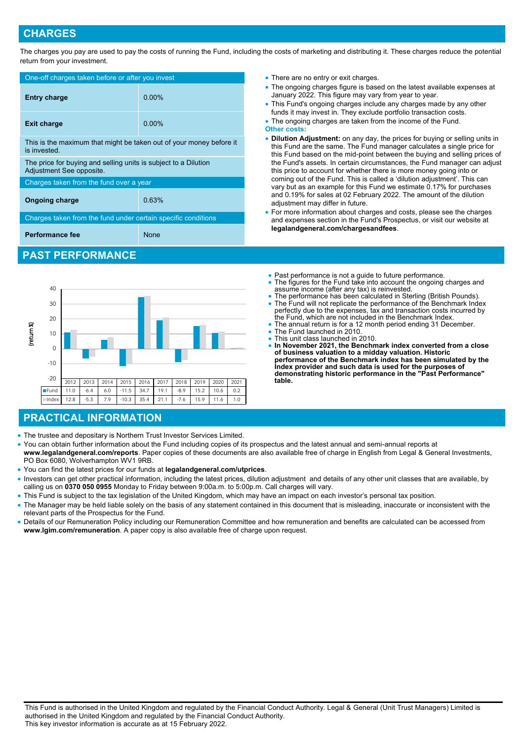## CHARGES

The charges you pay are used to pay the costs of running the Fund, including the costs of marketing and distributing it. These charges reduce the potential return from your investment.

| One-off charges taken before or after you invest | |
|---|---|
| **Entry charge** | 0.00% |
| **Exit charge** | 0.00% |
| This is the maximum that might be taken out of your money before it is invested. | |
| The price for buying and selling units is subject to a Dilution Adjustment See opposite. | |
| Charges taken from the fund over a year | |
| **Ongoing charge** | 0.63% |
| Charges taken from the fund under certain specific conditions | |
| **Performance fee** | None |

- There are no entry or exit charges.
- The ongoing charges figure is based on the latest available expenses at January 2022. This figure may vary from year to year.
- This Fund's ongoing charges include any charges made by any other funds it may invest in. They exclude portfolio transaction costs.
- The ongoing charges are taken from the income of the Fund.

**Other costs:**

- **Dilution Adjustment:** on any day, the prices for buying or selling units in this Fund are the same. The Fund manager calculates a single price for this Fund based on the mid-point between the buying and selling prices of the Fund's assets. In certain circumstances, the Fund manager can adjust this price to account for whether there is more money going into or coming out of the Fund. This is called a 'dilution adjustment'. This can vary but as an example for this Fund we estimate 0.17% for purchases and 0.19% for sales at 02 February 2022. The amount of the dilution adjustment may differ in future.
- For more information about charges and costs, please see the charges and expenses section in the Fund's Prospectus, or visit our website at **legalandgeneral.com/chargesandfees**.

## PAST PERFORMANCE

(return %)

40
30
20
10
0
-10
-20

| | 2012 | 2013 | 2014 | 2015 | 2016 | 2017 | 2018 | 2019 | 2020 | 2021 |
|---|---|---|---|---|---|---|---|---|---|---|
| Fund | 11.0 | -6.4 | 6.0 | -11.5 | 34.7 | 19.1 | -8.9 | 15.2 | 10.6 | 0.2 |
| Index | 12.8 | -5.3 | 7.9 | -10.3 | 35.4 | 21.1 | -7.6 | 15.9 | 11.6 | 1.0 |

- Past performance is not a guide to future performance.
- The figures for the Fund take into account the ongoing charges and assume income (after any tax) is reinvested.
- The performance has been calculated in Sterling (British Pounds).
- The Fund will not replicate the performance of the Benchmark Index perfectly due to the expenses, tax and transaction costs incurred by the Fund, which are not included in the Benchmark Index.
- The annual return is for a 12 month period ending 31 December.
- The Fund launched in 2010.
- This unit class launched in 2010.
- **In November 2021, the Benchmark index converted from a close of business valuation to a midday valuation. Historic performance of the Benchmark index has been simulated by the Index provider and such data is used for the purposes of demonstrating historic performance in the "Past Performance" table.**

## PRACTICAL INFORMATION

- The trustee and depositary is Northern Trust Investor Services Limited.
- You can obtain further information about the Fund including copies of its prospectus and the latest annual and semi-annual reports at **www.legalandgeneral.com/reports**. Paper copies of these documents are also available free of charge in English from Legal & General Investments, PO Box 6080, Wolverhampton WV1 9RB.
- You can find the latest prices for our funds at **legalandgeneral.com/utprices**.
- Investors can get other practical information, including the latest prices, dilution adjustment and details of any other unit classes that are available, by calling us on **0370 050 0955** Monday to Friday between 9:00a.m. to 5:00p.m. Call charges will vary.
- This Fund is subject to the tax legislation of the United Kingdom, which may have an impact on each investor's personal tax position.
- The Manager may be held liable solely on the basis of any statement contained in this document that is misleading, inaccurate or inconsistent with the relevant parts of the Prospectus for the Fund.
- Details of our Remuneration Policy including our Remuneration Committee and how remuneration and benefits are calculated can be accessed from **www.lgim.com/remuneration**. A paper copy is also available free of charge upon request.

This Fund is authorised in the United Kingdom and regulated by the Financial Conduct Authority. Legal & General (Unit Trust Managers) Limited is authorised in the United Kingdom and regulated by the Financial Conduct Authority.
This key investor information is accurate as at 15 February 2022.